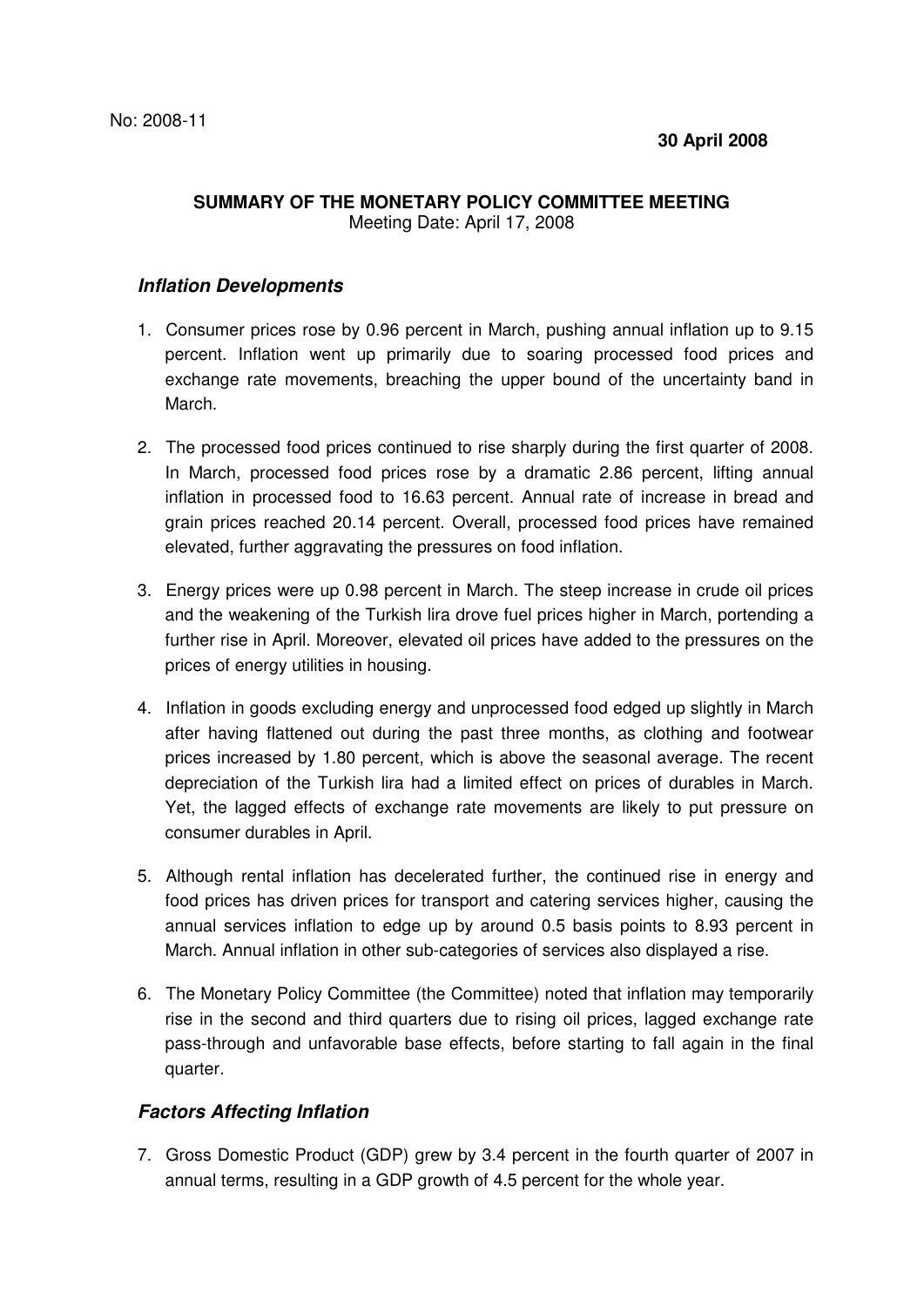No: 2008-11

**30 April 2008**

## SUMMARY OF THE MONETARY POLICY COMMITTEE MEETING

Meeting Date: April 17, 2008

### *Inflation Developments*

1. Consumer prices rose by 0.96 percent in March, pushing annual inflation up to 9.15 percent. Inflation went up primarily due to soaring processed food prices and exchange rate movements, breaching the upper bound of the uncertainty band in March.

2. The processed food prices continued to rise sharply during the first quarter of 2008. In March, processed food prices rose by a dramatic 2.86 percent, lifting annual inflation in processed food to 16.63 percent. Annual rate of increase in bread and grain prices reached 20.14 percent. Overall, processed food prices have remained elevated, further aggravating the pressures on food inflation.

3. Energy prices were up 0.98 percent in March. The steep increase in crude oil prices and the weakening of the Turkish lira drove fuel prices higher in March, portending a further rise in April. Moreover, elevated oil prices have added to the pressures on the prices of energy utilities in housing.

4. Inflation in goods excluding energy and unprocessed food edged up slightly in March after having flattened out during the past three months, as clothing and footwear prices increased by 1.80 percent, which is above the seasonal average. The recent depreciation of the Turkish lira had a limited effect on prices of durables in March. Yet, the lagged effects of exchange rate movements are likely to put pressure on consumer durables in April.

5. Although rental inflation has decelerated further, the continued rise in energy and food prices has driven prices for transport and catering services higher, causing the annual services inflation to edge up by around 0.5 basis points to 8.93 percent in March. Annual inflation in other sub-categories of services also displayed a rise.

6. The Monetary Policy Committee (the Committee) noted that inflation may temporarily rise in the second and third quarters due to rising oil prices, lagged exchange rate pass-through and unfavorable base effects, before starting to fall again in the final quarter.

### *Factors Affecting Inflation*

7. Gross Domestic Product (GDP) grew by 3.4 percent in the fourth quarter of 2007 in annual terms, resulting in a GDP growth of 4.5 percent for the whole year.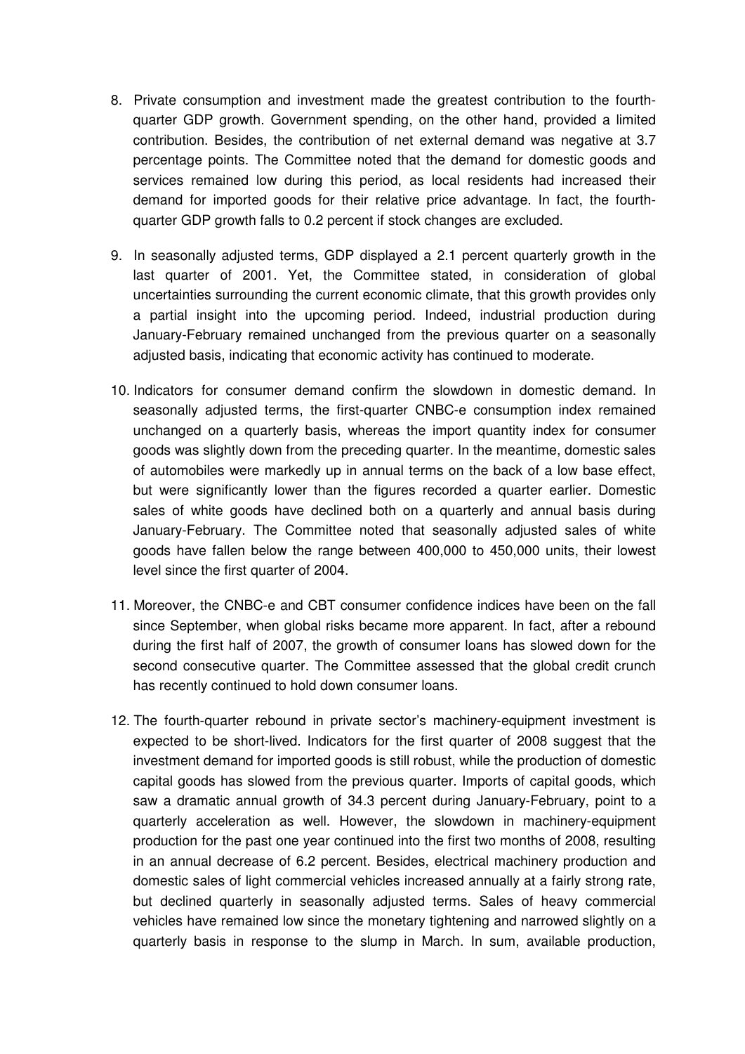8. Private consumption and investment made the greatest contribution to the fourth-quarter GDP growth. Government spending, on the other hand, provided a limited contribution. Besides, the contribution of net external demand was negative at 3.7 percentage points. The Committee noted that the demand for domestic goods and services remained low during this period, as local residents had increased their demand for imported goods for their relative price advantage. In fact, the fourth-quarter GDP growth falls to 0.2 percent if stock changes are excluded.

9. In seasonally adjusted terms, GDP displayed a 2.1 percent quarterly growth in the last quarter of 2001. Yet, the Committee stated, in consideration of global uncertainties surrounding the current economic climate, that this growth provides only a partial insight into the upcoming period. Indeed, industrial production during January-February remained unchanged from the previous quarter on a seasonally adjusted basis, indicating that economic activity has continued to moderate.

10. Indicators for consumer demand confirm the slowdown in domestic demand. In seasonally adjusted terms, the first-quarter CNBC-e consumption index remained unchanged on a quarterly basis, whereas the import quantity index for consumer goods was slightly down from the preceding quarter. In the meantime, domestic sales of automobiles were markedly up in annual terms on the back of a low base effect, but were significantly lower than the figures recorded a quarter earlier. Domestic sales of white goods have declined both on a quarterly and annual basis during January-February. The Committee noted that seasonally adjusted sales of white goods have fallen below the range between 400,000 to 450,000 units, their lowest level since the first quarter of 2004.

11. Moreover, the CNBC-e and CBT consumer confidence indices have been on the fall since September, when global risks became more apparent. In fact, after a rebound during the first half of 2007, the growth of consumer loans has slowed down for the second consecutive quarter. The Committee assessed that the global credit crunch has recently continued to hold down consumer loans.

12. The fourth-quarter rebound in private sector's machinery-equipment investment is expected to be short-lived. Indicators for the first quarter of 2008 suggest that the investment demand for imported goods is still robust, while the production of domestic capital goods has slowed from the previous quarter. Imports of capital goods, which saw a dramatic annual growth of 34.3 percent during January-February, point to a quarterly acceleration as well. However, the slowdown in machinery-equipment production for the past one year continued into the first two months of 2008, resulting in an annual decrease of 6.2 percent. Besides, electrical machinery production and domestic sales of light commercial vehicles increased annually at a fairly strong rate, but declined quarterly in seasonally adjusted terms. Sales of heavy commercial vehicles have remained low since the monetary tightening and narrowed slightly on a quarterly basis in response to the slump in March. In sum, available production,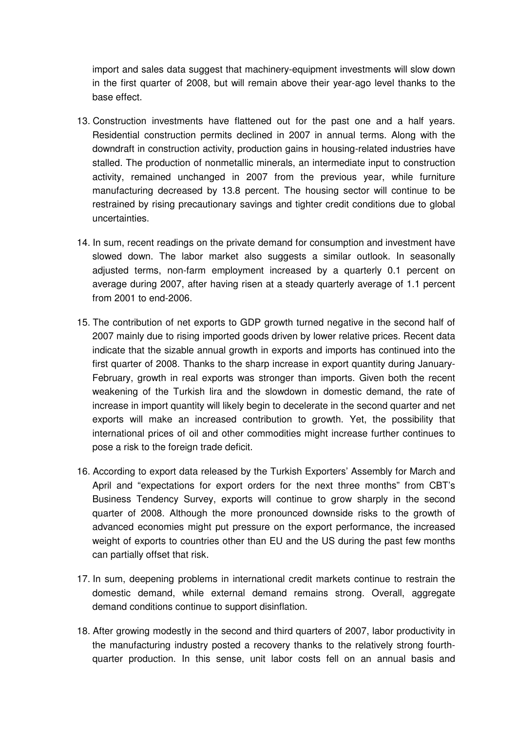import and sales data suggest that machinery-equipment investments will slow down in the first quarter of 2008, but will remain above their year-ago level thanks to the base effect.

13. Construction investments have flattened out for the past one and a half years. Residential construction permits declined in 2007 in annual terms. Along with the downdraft in construction activity, production gains in housing-related industries have stalled. The production of nonmetallic minerals, an intermediate input to construction activity, remained unchanged in 2007 from the previous year, while furniture manufacturing decreased by 13.8 percent. The housing sector will continue to be restrained by rising precautionary savings and tighter credit conditions due to global uncertainties.

14. In sum, recent readings on the private demand for consumption and investment have slowed down. The labor market also suggests a similar outlook. In seasonally adjusted terms, non-farm employment increased by a quarterly 0.1 percent on average during 2007, after having risen at a steady quarterly average of 1.1 percent from 2001 to end-2006.

15. The contribution of net exports to GDP growth turned negative in the second half of 2007 mainly due to rising imported goods driven by lower relative prices. Recent data indicate that the sizable annual growth in exports and imports has continued into the first quarter of 2008. Thanks to the sharp increase in export quantity during January-February, growth in real exports was stronger than imports. Given both the recent weakening of the Turkish lira and the slowdown in domestic demand, the rate of increase in import quantity will likely begin to decelerate in the second quarter and net exports will make an increased contribution to growth. Yet, the possibility that international prices of oil and other commodities might increase further continues to pose a risk to the foreign trade deficit.

16. According to export data released by the Turkish Exporters' Assembly for March and April and "expectations for export orders for the next three months" from CBT's Business Tendency Survey, exports will continue to grow sharply in the second quarter of 2008. Although the more pronounced downside risks to the growth of advanced economies might put pressure on the export performance, the increased weight of exports to countries other than EU and the US during the past few months can partially offset that risk.

17. In sum, deepening problems in international credit markets continue to restrain the domestic demand, while external demand remains strong. Overall, aggregate demand conditions continue to support disinflation.

18. After growing modestly in the second and third quarters of 2007, labor productivity in the manufacturing industry posted a recovery thanks to the relatively strong fourth-quarter production. In this sense, unit labor costs fell on an annual basis and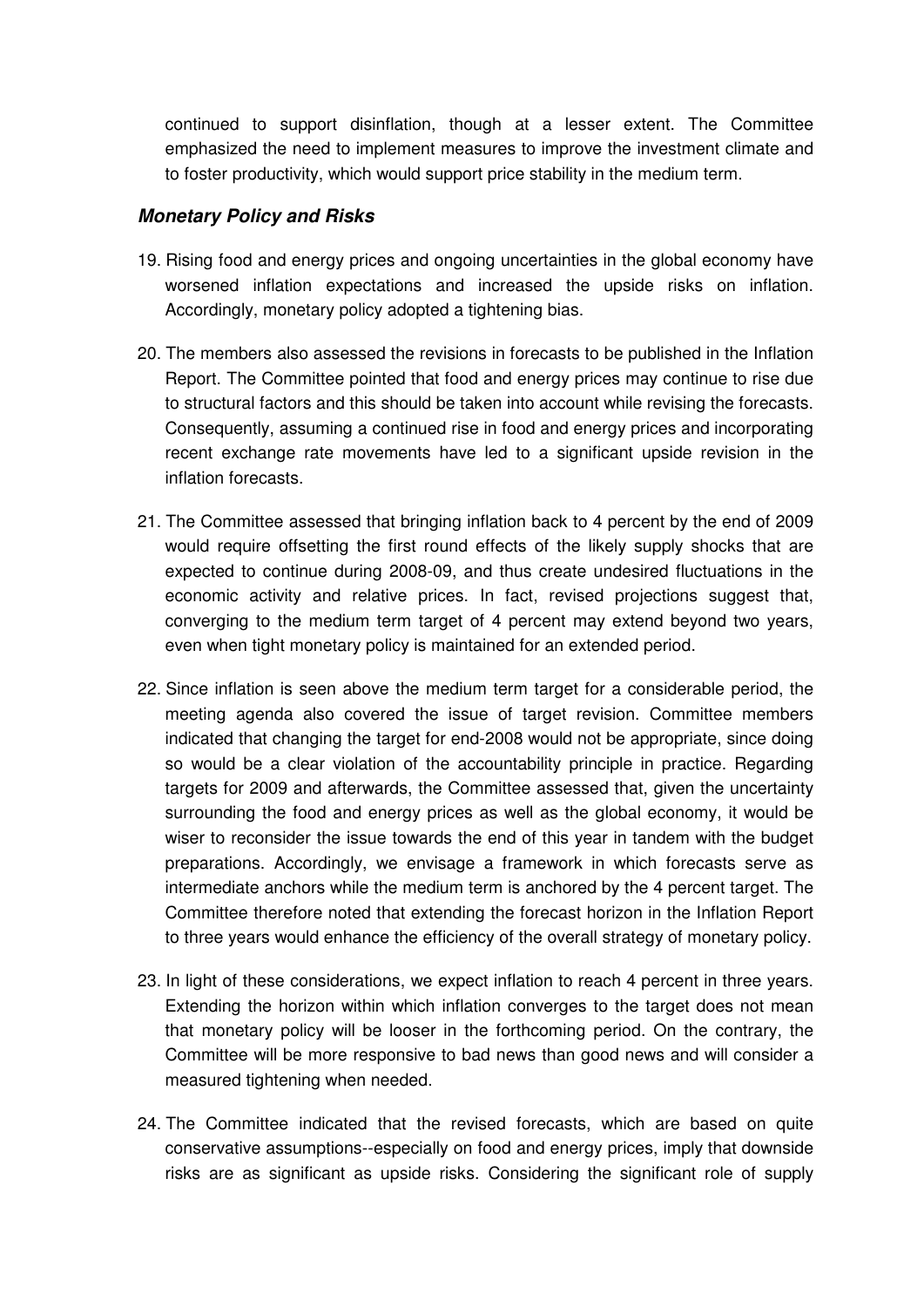continued to support disinflation, though at a lesser extent. The Committee emphasized the need to implement measures to improve the investment climate and to foster productivity, which would support price stability in the medium term.

### *Monetary Policy and Risks*

19. Rising food and energy prices and ongoing uncertainties in the global economy have worsened inflation expectations and increased the upside risks on inflation. Accordingly, monetary policy adopted a tightening bias.

20. The members also assessed the revisions in forecasts to be published in the Inflation Report. The Committee pointed that food and energy prices may continue to rise due to structural factors and this should be taken into account while revising the forecasts. Consequently, assuming a continued rise in food and energy prices and incorporating recent exchange rate movements have led to a significant upside revision in the inflation forecasts.

21. The Committee assessed that bringing inflation back to 4 percent by the end of 2009 would require offsetting the first round effects of the likely supply shocks that are expected to continue during 2008-09, and thus create undesired fluctuations in the economic activity and relative prices. In fact, revised projections suggest that, converging to the medium term target of 4 percent may extend beyond two years, even when tight monetary policy is maintained for an extended period.

22. Since inflation is seen above the medium term target for a considerable period, the meeting agenda also covered the issue of target revision. Committee members indicated that changing the target for end-2008 would not be appropriate, since doing so would be a clear violation of the accountability principle in practice. Regarding targets for 2009 and afterwards, the Committee assessed that, given the uncertainty surrounding the food and energy prices as well as the global economy, it would be wiser to reconsider the issue towards the end of this year in tandem with the budget preparations. Accordingly, we envisage a framework in which forecasts serve as intermediate anchors while the medium term is anchored by the 4 percent target. The Committee therefore noted that extending the forecast horizon in the Inflation Report to three years would enhance the efficiency of the overall strategy of monetary policy.

23. In light of these considerations, we expect inflation to reach 4 percent in three years. Extending the horizon within which inflation converges to the target does not mean that monetary policy will be looser in the forthcoming period. On the contrary, the Committee will be more responsive to bad news than good news and will consider a measured tightening when needed.

24. The Committee indicated that the revised forecasts, which are based on quite conservative assumptions--especially on food and energy prices, imply that downside risks are as significant as upside risks. Considering the significant role of supply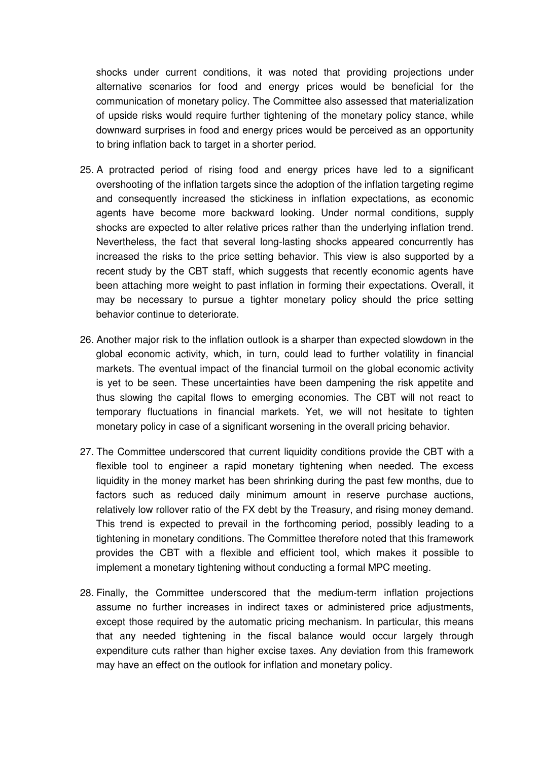shocks under current conditions, it was noted that providing projections under alternative scenarios for food and energy prices would be beneficial for the communication of monetary policy. The Committee also assessed that materialization of upside risks would require further tightening of the monetary policy stance, while downward surprises in food and energy prices would be perceived as an opportunity to bring inflation back to target in a shorter period.

25. A protracted period of rising food and energy prices have led to a significant overshooting of the inflation targets since the adoption of the inflation targeting regime and consequently increased the stickiness in inflation expectations, as economic agents have become more backward looking. Under normal conditions, supply shocks are expected to alter relative prices rather than the underlying inflation trend. Nevertheless, the fact that several long-lasting shocks appeared concurrently has increased the risks to the price setting behavior. This view is also supported by a recent study by the CBT staff, which suggests that recently economic agents have been attaching more weight to past inflation in forming their expectations. Overall, it may be necessary to pursue a tighter monetary policy should the price setting behavior continue to deteriorate.

26. Another major risk to the inflation outlook is a sharper than expected slowdown in the global economic activity, which, in turn, could lead to further volatility in financial markets. The eventual impact of the financial turmoil on the global economic activity is yet to be seen. These uncertainties have been dampening the risk appetite and thus slowing the capital flows to emerging economies. The CBT will not react to temporary fluctuations in financial markets. Yet, we will not hesitate to tighten monetary policy in case of a significant worsening in the overall pricing behavior.

27. The Committee underscored that current liquidity conditions provide the CBT with a flexible tool to engineer a rapid monetary tightening when needed. The excess liquidity in the money market has been shrinking during the past few months, due to factors such as reduced daily minimum amount in reserve purchase auctions, relatively low rollover ratio of the FX debt by the Treasury, and rising money demand. This trend is expected to prevail in the forthcoming period, possibly leading to a tightening in monetary conditions. The Committee therefore noted that this framework provides the CBT with a flexible and efficient tool, which makes it possible to implement a monetary tightening without conducting a formal MPC meeting.

28. Finally, the Committee underscored that the medium-term inflation projections assume no further increases in indirect taxes or administered price adjustments, except those required by the automatic pricing mechanism. In particular, this means that any needed tightening in the fiscal balance would occur largely through expenditure cuts rather than higher excise taxes. Any deviation from this framework may have an effect on the outlook for inflation and monetary policy.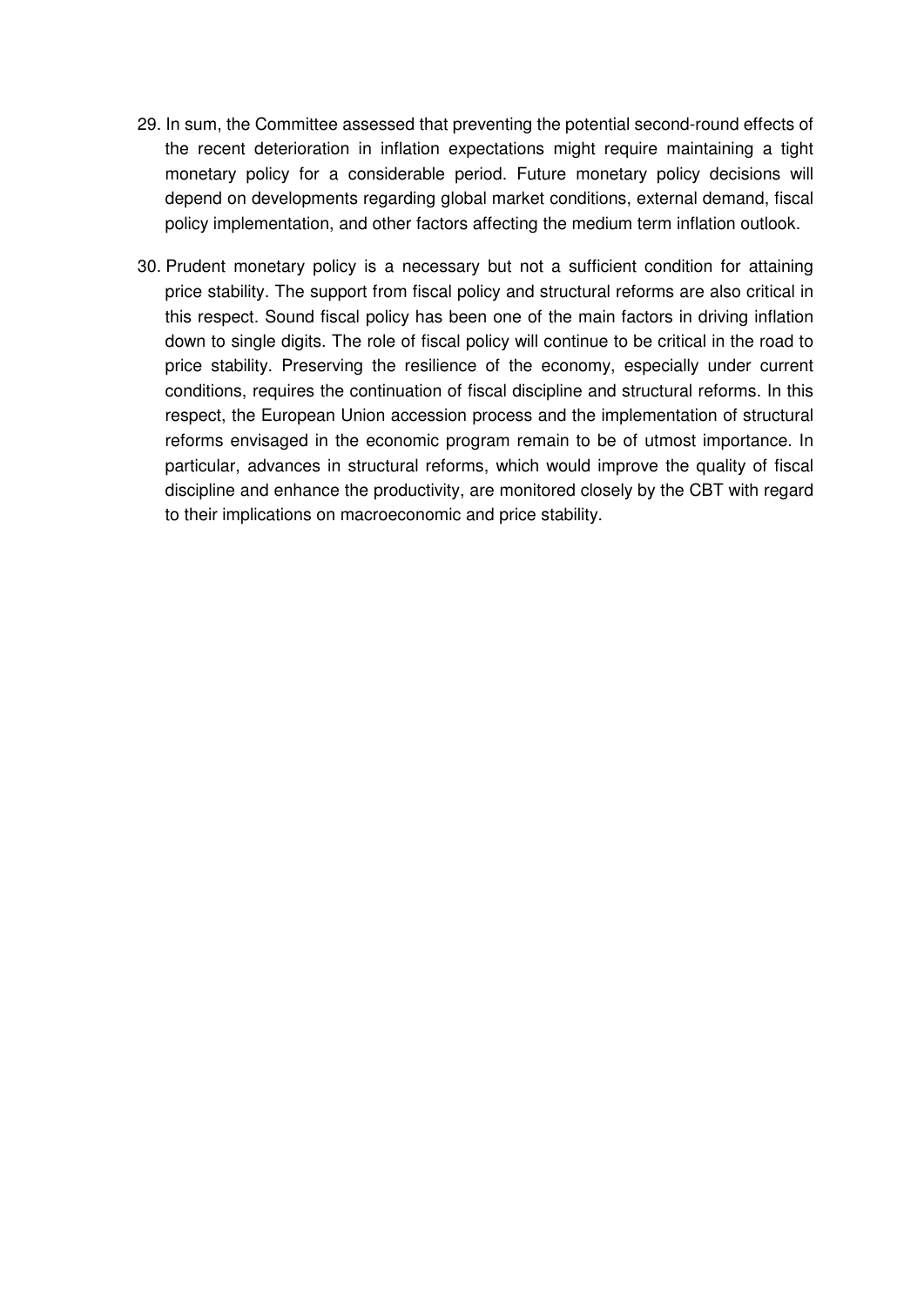29. In sum, the Committee assessed that preventing the potential second-round effects of the recent deterioration in inflation expectations might require maintaining a tight monetary policy for a considerable period. Future monetary policy decisions will depend on developments regarding global market conditions, external demand, fiscal policy implementation, and other factors affecting the medium term inflation outlook.

30. Prudent monetary policy is a necessary but not a sufficient condition for attaining price stability. The support from fiscal policy and structural reforms are also critical in this respect. Sound fiscal policy has been one of the main factors in driving inflation down to single digits. The role of fiscal policy will continue to be critical in the road to price stability. Preserving the resilience of the economy, especially under current conditions, requires the continuation of fiscal discipline and structural reforms. In this respect, the European Union accession process and the implementation of structural reforms envisaged in the economic program remain to be of utmost importance. In particular, advances in structural reforms, which would improve the quality of fiscal discipline and enhance the productivity, are monitored closely by the CBT with regard to their implications on macroeconomic and price stability.